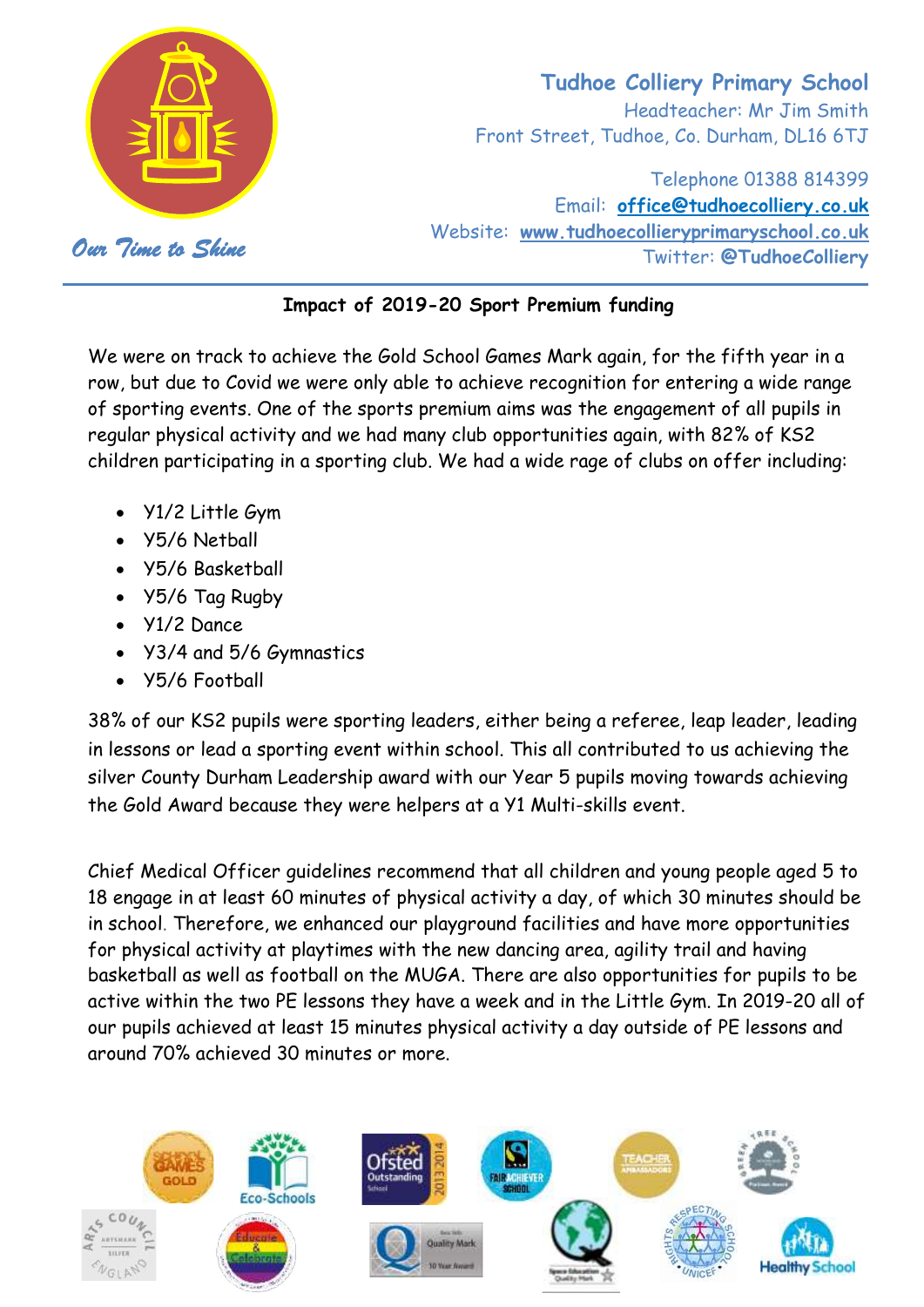# Tudhoe Colliery Primary School

Headteacher: Mr Jim Smith
Front Street, Tudhoe, Co. Durham, DL16 6TJ

Telephone 01388 814399
Email: **office@tudhoecolliery.co.uk**
Website: **www.tudhoecollieryprimaryschool.co.uk**
Twitter: **@TudhoeColliery**

*Our Time to Shine*

## Impact of 2019-20 Sport Premium funding

We were on track to achieve the Gold School Games Mark again, for the fifth year in a row, but due to Covid we were only able to achieve recognition for entering a wide range of sporting events. One of the sports premium aims was the engagement of all pupils in regular physical activity and we had many club opportunities again, with 82% of KS2 children participating in a sporting club. We had a wide rage of clubs on offer including:

- Y1/2 Little Gym
- Y5/6 Netball
- Y5/6 Basketball
- Y5/6 Tag Rugby
- Y1/2 Dance
- Y3/4 and 5/6 Gymnastics
- Y5/6 Football

38% of our KS2 pupils were sporting leaders, either being a referee, leap leader, leading in lessons or lead a sporting event within school. This all contributed to us achieving the silver County Durham Leadership award with our Year 5 pupils moving towards achieving the Gold Award because they were helpers at a Y1 Multi-skills event.

Chief Medical Officer guidelines recommend that all children and young people aged 5 to 18 engage in at least 60 minutes of physical activity a day, of which 30 minutes should be in school. Therefore, we enhanced our playground facilities and have more opportunities for physical activity at playtimes with the new dancing area, agility trail and having basketball as well as football on the MUGA. There are also opportunities for pupils to be active within the two PE lessons they have a week and in the Little Gym. In 2019-20 all of our pupils achieved at least 15 minutes physical activity a day outside of PE lessons and around 70% achieved 30 minutes or more.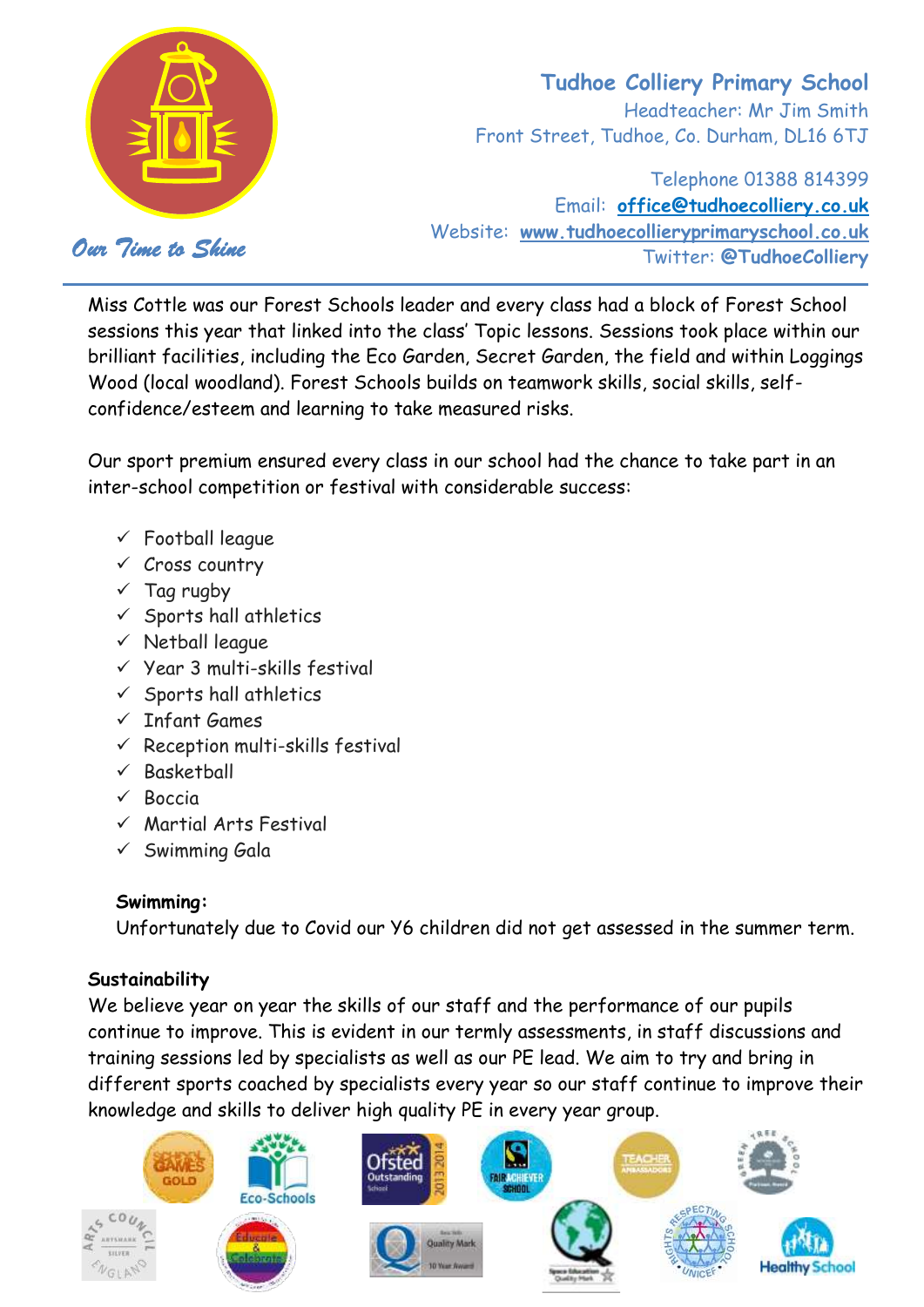**Tudhoe Colliery Primary School**
Headteacher: Mr Jim Smith
Front Street, Tudhoe, Co. Durham, DL16 6TJ

Telephone 01388 814399
Email: **office@tudhoecolliery.co.uk**
Website: **www.tudhoecollieryprimaryschool.co.uk**
Twitter: **@TudhoeColliery**

*Our Time to Shine*

Miss Cottle was our Forest Schools leader and every class had a block of Forest School sessions this year that linked into the class' Topic lessons. Sessions took place within our brilliant facilities, including the Eco Garden, Secret Garden, the field and within Loggings Wood (local woodland). Forest Schools builds on teamwork skills, social skills, self-confidence/esteem and learning to take measured risks.

Our sport premium ensured every class in our school had the chance to take part in an inter-school competition or festival with considerable success:

- ✓ Football league
- ✓ Cross country
- ✓ Tag rugby
- ✓ Sports hall athletics
- ✓ Netball league
- ✓ Year 3 multi-skills festival
- ✓ Sports hall athletics
- ✓ Infant Games
- ✓ Reception multi-skills festival
- ✓ Basketball
- ✓ Boccia
- ✓ Martial Arts Festival
- ✓ Swimming Gala

**Swimming:**
Unfortunately due to Covid our Y6 children did not get assessed in the summer term.

**Sustainability**
We believe year on year the skills of our staff and the performance of our pupils continue to improve. This is evident in our termly assessments, in staff discussions and training sessions led by specialists as well as our PE lead. We aim to try and bring in different sports coached by specialists every year so our staff continue to improve their knowledge and skills to deliver high quality PE in every year group.